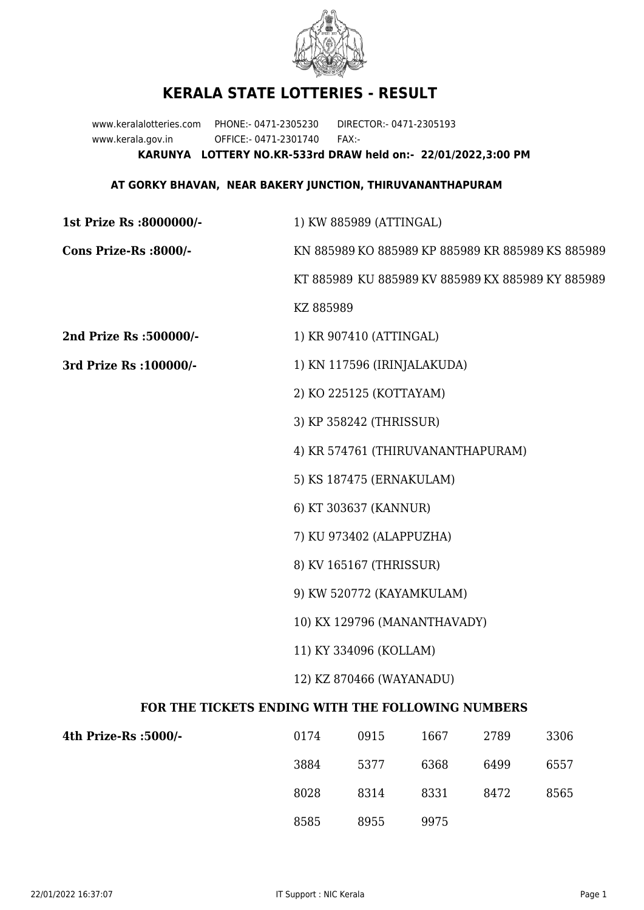# KERALA STATE LOTTERIES - RESULT

www.keralalotteries.com PHONE:- 0471-2305230 DIRECTOR:- 0471-2305193
www.kerala.gov.in OFFICE:- 0471-2301740 FAX:-

**KARUNYA LOTTERY NO.KR-533rd DRAW held on:- 22/01/2022,3:00 PM**

**AT GORKY BHAVAN, NEAR BAKERY JUNCTION, THIRUVANANTHAPURAM**

**1st Prize Rs :8000000/-** 1) KW 885989 (ATTINGAL)

**Cons Prize-Rs :8000/-** KN 885989 KO 885989 KP 885989 KR 885989 KS 885989 KT 885989 KU 885989 KV 885989 KX 885989 KY 885989 KZ 885989

**2nd Prize Rs :500000/-** 1) KR 907410 (ATTINGAL)

**3rd Prize Rs :100000/-**

1) KN 117596 (IRINJALAKUDA)
2) KO 225125 (KOTTAYAM)
3) KP 358242 (THRISSUR)
4) KR 574761 (THIRUVANANTHAPURAM)
5) KS 187475 (ERNAKULAM)
6) KT 303637 (KANNUR)
7) KU 973402 (ALAPPUZHA)
8) KV 165167 (THRISSUR)
9) KW 520772 (KAYAMKULAM)
10) KX 129796 (MANANTHAVADY)
11) KY 334096 (KOLLAM)
12) KZ 870466 (WAYANADU)

## FOR THE TICKETS ENDING WITH THE FOLLOWING NUMBERS

**4th Prize-Rs :5000/-**

| | | | | |
|---|---|---|---|---|
| 0174 | 0915 | 1667 | 2789 | 3306 |
| 3884 | 5377 | 6368 | 6499 | 6557 |
| 8028 | 8314 | 8331 | 8472 | 8565 |
| 8585 | 8955 | 9975 | | |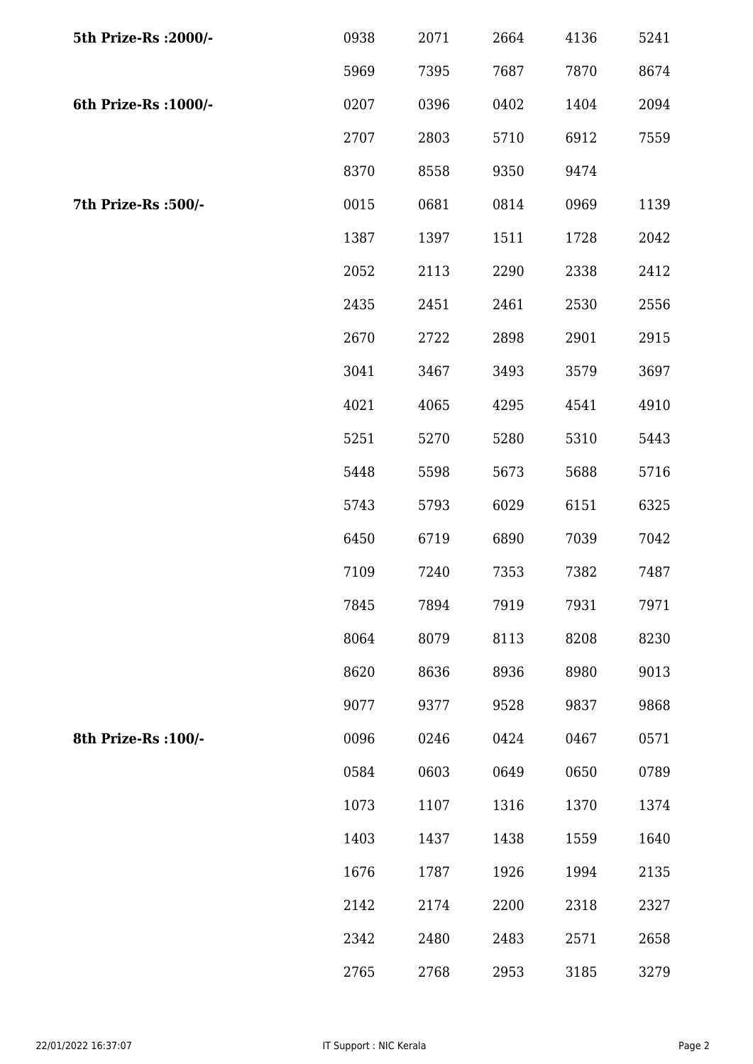| | | | | | |
|---|---|---|---|---|---|
| **5th Prize-Rs :2000/-** | 0938 | 2071 | 2664 | 4136 | 5241 |
| | 5969 | 7395 | 7687 | 7870 | 8674 |
| **6th Prize-Rs :1000/-** | 0207 | 0396 | 0402 | 1404 | 2094 |
| | 2707 | 2803 | 5710 | 6912 | 7559 |
| | 8370 | 8558 | 9350 | 9474 | |
| **7th Prize-Rs :500/-** | 0015 | 0681 | 0814 | 0969 | 1139 |
| | 1387 | 1397 | 1511 | 1728 | 2042 |
| | 2052 | 2113 | 2290 | 2338 | 2412 |
| | 2435 | 2451 | 2461 | 2530 | 2556 |
| | 2670 | 2722 | 2898 | 2901 | 2915 |
| | 3041 | 3467 | 3493 | 3579 | 3697 |
| | 4021 | 4065 | 4295 | 4541 | 4910 |
| | 5251 | 5270 | 5280 | 5310 | 5443 |
| | 5448 | 5598 | 5673 | 5688 | 5716 |
| | 5743 | 5793 | 6029 | 6151 | 6325 |
| | 6450 | 6719 | 6890 | 7039 | 7042 |
| | 7109 | 7240 | 7353 | 7382 | 7487 |
| | 7845 | 7894 | 7919 | 7931 | 7971 |
| | 8064 | 8079 | 8113 | 8208 | 8230 |
| | 8620 | 8636 | 8936 | 8980 | 9013 |
| | 9077 | 9377 | 9528 | 9837 | 9868 |
| **8th Prize-Rs :100/-** | 0096 | 0246 | 0424 | 0467 | 0571 |
| | 0584 | 0603 | 0649 | 0650 | 0789 |
| | 1073 | 1107 | 1316 | 1370 | 1374 |
| | 1403 | 1437 | 1438 | 1559 | 1640 |
| | 1676 | 1787 | 1926 | 1994 | 2135 |
| | 2142 | 2174 | 2200 | 2318 | 2327 |
| | 2342 | 2480 | 2483 | 2571 | 2658 |
| | 2765 | 2768 | 2953 | 3185 | 3279 |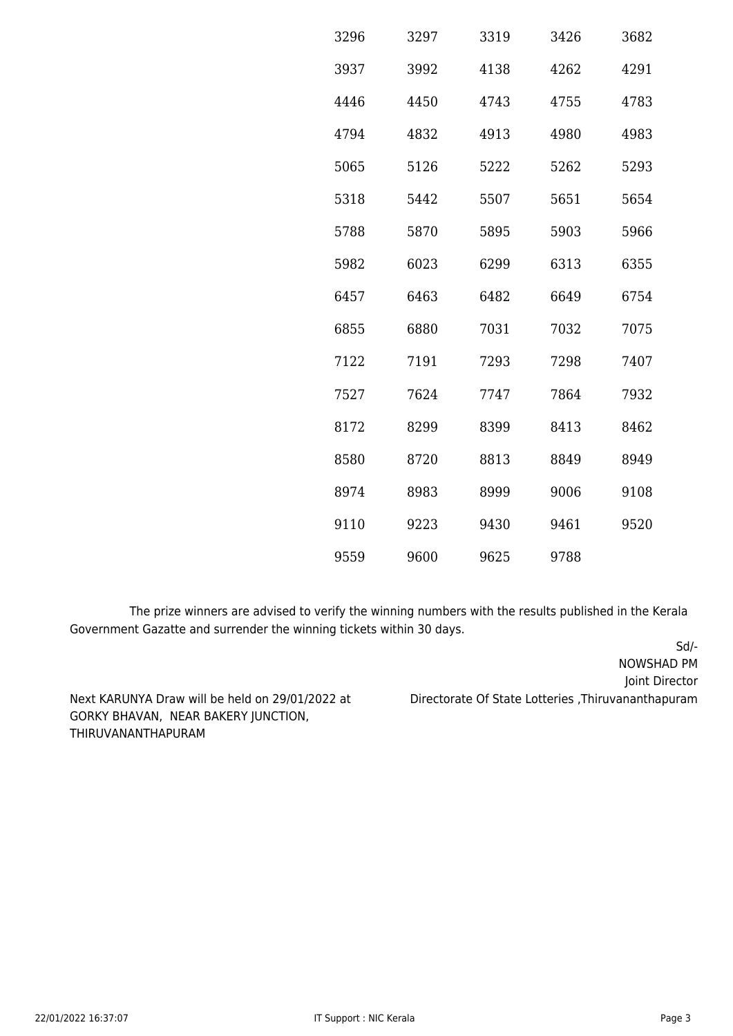| | | | | |
|---|---|---|---|---|
| 3296 | 3297 | 3319 | 3426 | 3682 |
| 3937 | 3992 | 4138 | 4262 | 4291 |
| 4446 | 4450 | 4743 | 4755 | 4783 |
| 4794 | 4832 | 4913 | 4980 | 4983 |
| 5065 | 5126 | 5222 | 5262 | 5293 |
| 5318 | 5442 | 5507 | 5651 | 5654 |
| 5788 | 5870 | 5895 | 5903 | 5966 |
| 5982 | 6023 | 6299 | 6313 | 6355 |
| 6457 | 6463 | 6482 | 6649 | 6754 |
| 6855 | 6880 | 7031 | 7032 | 7075 |
| 7122 | 7191 | 7293 | 7298 | 7407 |
| 7527 | 7624 | 7747 | 7864 | 7932 |
| 8172 | 8299 | 8399 | 8413 | 8462 |
| 8580 | 8720 | 8813 | 8849 | 8949 |
| 8974 | 8983 | 8999 | 9006 | 9108 |
| 9110 | 9223 | 9430 | 9461 | 9520 |
| 9559 | 9600 | 9625 | 9788 | |

The prize winners are advised to verify the winning numbers with the results published in the Kerala Government Gazatte and surrender the winning tickets within 30 days.

Sd/-
NOWSHAD PM
Joint Director
Directorate Of State Lotteries ,Thiruvananthapuram

Next KARUNYA Draw will be held on 29/01/2022 at GORKY BHAVAN, NEAR BAKERY JUNCTION, THIRUVANANTHAPURAM